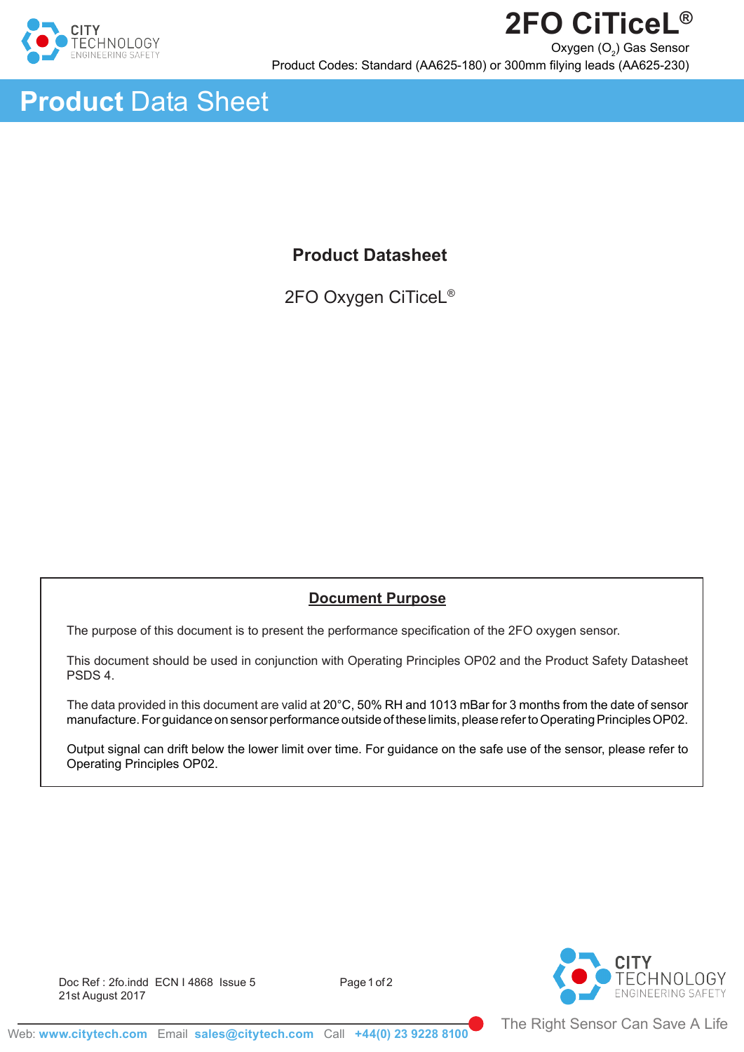# 2FO CiTiceL®

Oxygen ($O_2$) Gas Sensor

Product Codes: Standard (AA625-180) or 300mm filying leads (AA625-230)

## Product Data Sheet

### Product Datasheet

2FO Oxygen CiTiceL®

**Document Purpose**

The purpose of this document is to present the performance specification of the 2FO oxygen sensor.

This document should be used in conjunction with Operating Principles OP02 and the Product Safety Datasheet PSDS 4.

The data provided in this document are valid at 20°C, 50% RH and 1013 mBar for 3 months from the date of sensor manufacture. For guidance on sensor performance outside of these limits, please refer to Operating Principles OP02.

Output signal can drift below the lower limit over time. For guidance on the safe use of the sensor, please refer to Operating Principles OP02.

Doc Ref : 2fo.indd ECN I 4868 Issue 5
21st August 2017

The Right Sensor Can Save A Life

Web: www.citytech.com Email sales@citytech.com Call +44(0) 23 9228 8100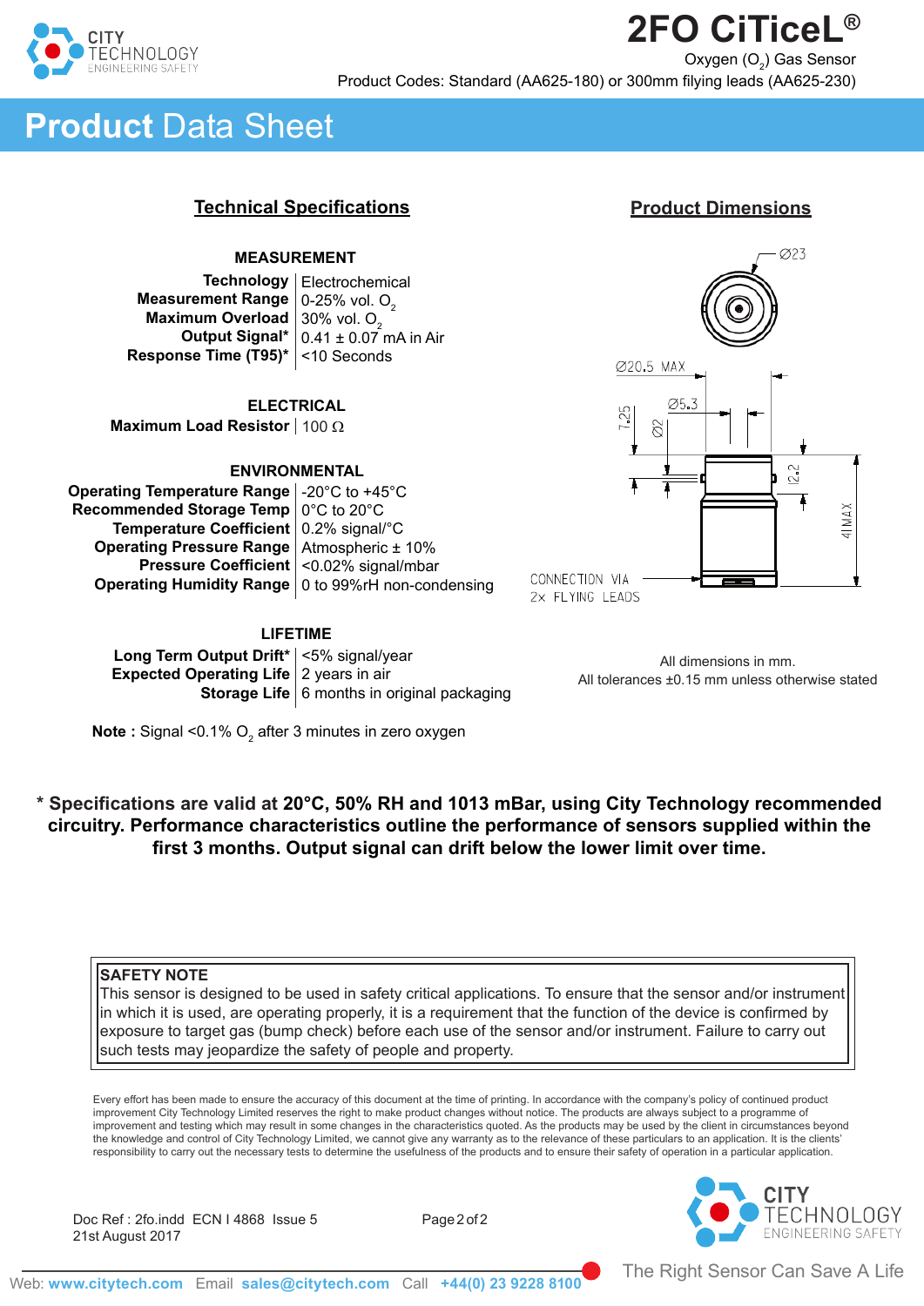# 2FO CiTiceL®

Oxygen ($O_2$) Gas Sensor

Product Codes: Standard (AA625-180) or 300mm filying leads (AA625-230)

## Product Data Sheet

### Technical Specifications

**MEASUREMENT**

| | |
|---|---|
| **Technology** | Electrochemical |
| **Measurement Range** | 0-25% vol. $O_2$ |
| **Maximum Overload** | 30% vol. $O_2$ |
| **Output Signal*** | 0.41 ± 0.07 mA in Air |
| **Response Time (T95)*** | <10 Seconds |

**ELECTRICAL**

| | |
|---|---|
| **Maximum Load Resistor** | 100 Ω |

**ENVIRONMENTAL**

| | |
|---|---|
| **Operating Temperature Range** | -20°C to +45°C |
| **Recommended Storage Temp** | 0°C to 20°C |
| **Temperature Coefficient** | 0.2% signal/°C |
| **Operating Pressure Range** | Atmospheric ± 10% |
| **Pressure Coefficient** | <0.02% signal/mbar |
| **Operating Humidity Range** | 0 to 99%rH non-condensing |

**LIFETIME**

| | |
|---|---|
| **Long Term Output Drift*** | <5% signal/year |
| **Expected Operating Life** | 2 years in air |
| **Storage Life** | 6 months in original packaging |

**Note :** Signal <0.1% $O_2$ after 3 minutes in zero oxygen

### Product Dimensions

Ø23

Ø20.5 MAX

Ø5.3

7.25

Ø2

12.2

41 MAX

CONNECTION VIA 2x FLYING LEADS

All dimensions in mm.
All tolerances ±0.15 mm unless otherwise stated

**\* Specifications are valid at 20°C, 50% RH and 1013 mBar, using City Technology recommended circuitry. Performance characteristics outline the performance of sensors supplied within the first 3 months. Output signal can drift below the lower limit over time.**

**SAFETY NOTE**
This sensor is designed to be used in safety critical applications. To ensure that the sensor and/or instrument in which it is used, are operating properly, it is a requirement that the function of the device is confirmed by exposure to target gas (bump check) before each use of the sensor and/or instrument. Failure to carry out such tests may jeopardize the safety of people and property.

Every effort has been made to ensure the accuracy of this document at the time of printing. In accordance with the company's policy of continued product improvement City Technology Limited reserves the right to make product changes without notice. The products are always subject to a programme of improvement and testing which may result in some changes in the characteristics quoted. As the products may be used by the client in circumstances beyond the knowledge and control of City Technology Limited, we cannot give any warranty as to the relevance of these particulars to an application. It is the clients' responsibility to carry out the necessary tests to determine the usefulness of the products and to ensure their safety of operation in a particular application.

Doc Ref : 2fo.indd ECN I 4868 Issue 5
21st August 2017

The Right Sensor Can Save A Life

Web: **www.citytech.com** Email **sales@citytech.com** Call **+44(0) 23 9228 8100**